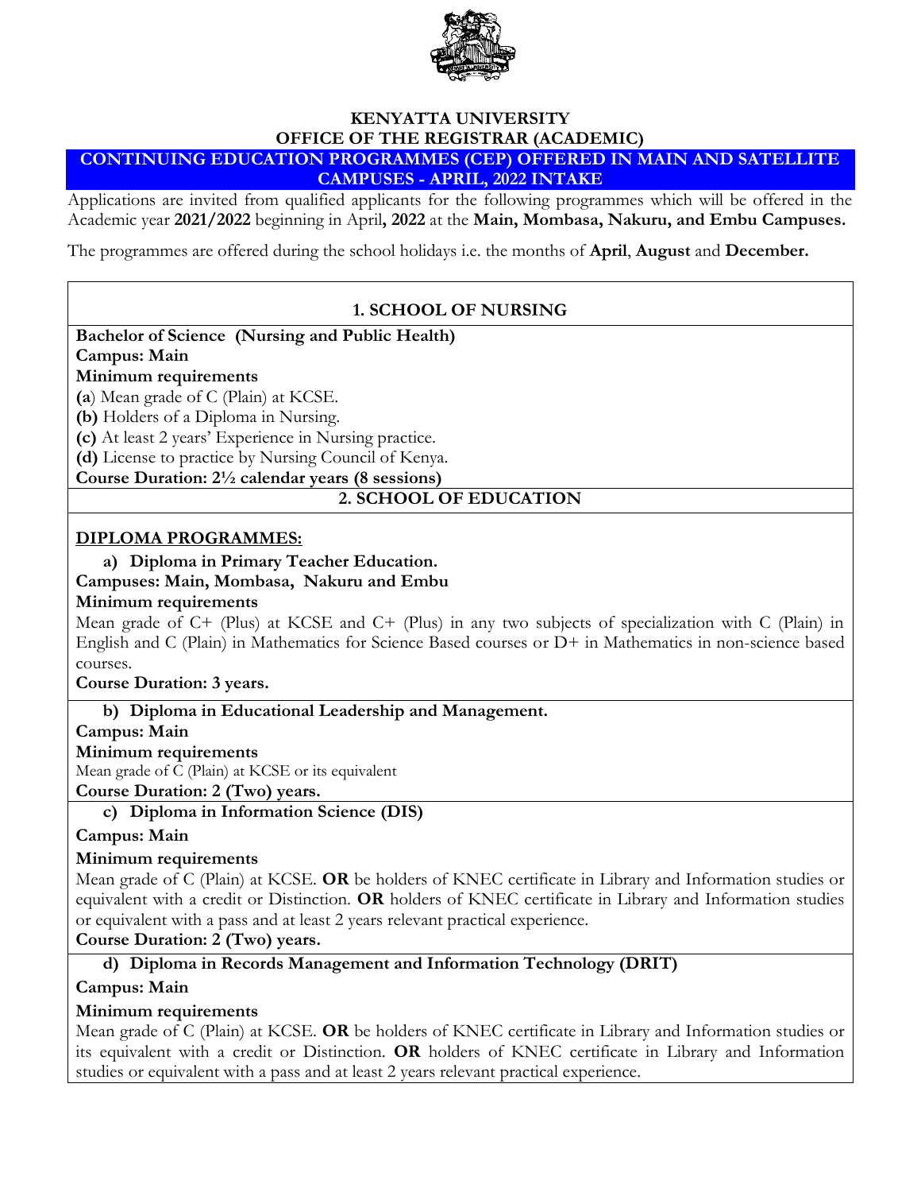# KENYATTA UNIVERSITY
## OFFICE OF THE REGISTRAR (ACADEMIC)

**CONTINUING EDUCATION PROGRAMMES (CEP) OFFERED IN MAIN AND SATELLITE CAMPUSES - APRIL, 2022 INTAKE**

Applications are invited from qualified applicants for the following programmes which will be offered in the Academic year **2021/2022** beginning in April**, 2022** at the **Main, Mombasa, Nakuru, and Embu Campuses.**

The programmes are offered during the school holidays i.e. the months of **April**, **August** and **December.**

## 1. SCHOOL OF NURSING

**Bachelor of Science (Nursing and Public Health)**
**Campus: Main**
**Minimum requirements**
**(a**) Mean grade of C (Plain) at KCSE.
**(b)** Holders of a Diploma in Nursing.
**(c)** At least 2 years' Experience in Nursing practice.
**(d)** License to practice by Nursing Council of Kenya.
**Course Duration: 2½ calendar years (8 sessions)**

## 2. SCHOOL OF EDUCATION

**DIPLOMA PROGRAMMES:**

**a) Diploma in Primary Teacher Education.**
**Campuses: Main, Mombasa, Nakuru and Embu**
**Minimum requirements**
Mean grade of C+ (Plus) at KCSE and C+ (Plus) in any two subjects of specialization with C (Plain) in English and C (Plain) in Mathematics for Science Based courses or D+ in Mathematics in non-science based courses.
**Course Duration: 3 years.**

**b) Diploma in Educational Leadership and Management.**
**Campus: Main**
**Minimum requirements**
Mean grade of C (Plain) at KCSE or its equivalent
**Course Duration: 2 (Two) years.**

**c) Diploma in Information Science (DIS)**
**Campus: Main**
**Minimum requirements**
Mean grade of C (Plain) at KCSE. **OR** be holders of KNEC certificate in Library and Information studies or equivalent with a credit or Distinction. **OR** holders of KNEC certificate in Library and Information studies or equivalent with a pass and at least 2 years relevant practical experience.
**Course Duration: 2 (Two) years.**

**d) Diploma in Records Management and Information Technology (DRIT)**
**Campus: Main**
**Minimum requirements**
Mean grade of C (Plain) at KCSE. **OR** be holders of KNEC certificate in Library and Information studies or its equivalent with a credit or Distinction. **OR** holders of KNEC certificate in Library and Information studies or equivalent with a pass and at least 2 years relevant practical experience.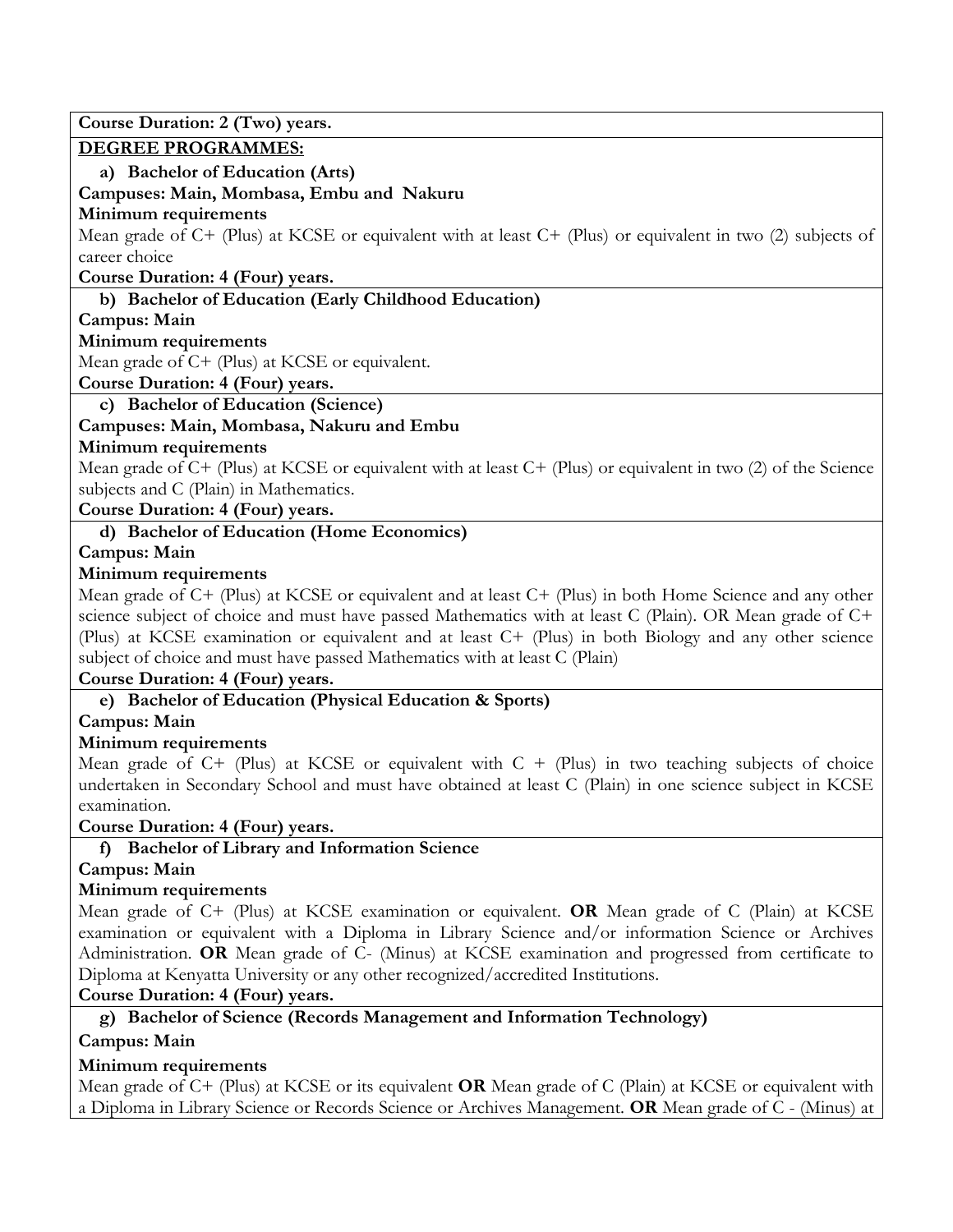**Course Duration: 2 (Two) years.**

**DEGREE PROGRAMMES:**

**a) Bachelor of Education (Arts)**

**Campuses: Main, Mombasa, Embu and Nakuru**

**Minimum requirements**

Mean grade of C+ (Plus) at KCSE or equivalent with at least C+ (Plus) or equivalent in two (2) subjects of career choice

**Course Duration: 4 (Four) years.**

**b) Bachelor of Education (Early Childhood Education)**

**Campus: Main**

**Minimum requirements**

Mean grade of C+ (Plus) at KCSE or equivalent.

**Course Duration: 4 (Four) years.**

**c) Bachelor of Education (Science)**

**Campuses: Main, Mombasa, Nakuru and Embu**

**Minimum requirements**

Mean grade of C+ (Plus) at KCSE or equivalent with at least C+ (Plus) or equivalent in two (2) of the Science subjects and C (Plain) in Mathematics.

**Course Duration: 4 (Four) years.**

**d) Bachelor of Education (Home Economics)**

**Campus: Main**

**Minimum requirements**

Mean grade of C+ (Plus) at KCSE or equivalent and at least C+ (Plus) in both Home Science and any other science subject of choice and must have passed Mathematics with at least C (Plain). OR Mean grade of C+ (Plus) at KCSE examination or equivalent and at least C+ (Plus) in both Biology and any other science subject of choice and must have passed Mathematics with at least C (Plain)

**Course Duration: 4 (Four) years.**

**e) Bachelor of Education (Physical Education & Sports)**

**Campus: Main**

**Minimum requirements**

Mean grade of C+ (Plus) at KCSE or equivalent with C + (Plus) in two teaching subjects of choice undertaken in Secondary School and must have obtained at least C (Plain) in one science subject in KCSE examination.

**Course Duration: 4 (Four) years.**

**f) Bachelor of Library and Information Science**

**Campus: Main**

**Minimum requirements**

Mean grade of C+ (Plus) at KCSE examination or equivalent. **OR** Mean grade of C (Plain) at KCSE examination or equivalent with a Diploma in Library Science and/or information Science or Archives Administration. **OR** Mean grade of C- (Minus) at KCSE examination and progressed from certificate to Diploma at Kenyatta University or any other recognized/accredited Institutions.

**Course Duration: 4 (Four) years.**

**g) Bachelor of Science (Records Management and Information Technology)**

**Campus: Main**

**Minimum requirements**

Mean grade of C+ (Plus) at KCSE or its equivalent **OR** Mean grade of C (Plain) at KCSE or equivalent with a Diploma in Library Science or Records Science or Archives Management. **OR** Mean grade of C - (Minus) at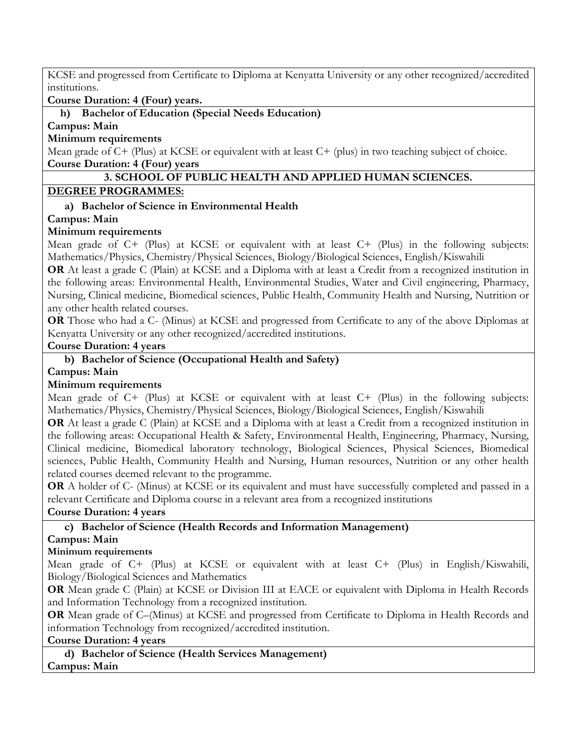KCSE and progressed from Certificate to Diploma at Kenyatta University or any other recognized/accredited institutions.

**Course Duration: 4 (Four) years.**

**h) Bachelor of Education (Special Needs Education)**

**Campus: Main**

**Minimum requirements**

Mean grade of C+ (Plus) at KCSE or equivalent with at least C+ (plus) in two teaching subject of choice.

**Course Duration: 4 (Four) years**

## 3. SCHOOL OF PUBLIC HEALTH AND APPLIED HUMAN SCIENCES.

**DEGREE PROGRAMMES:**

**a) Bachelor of Science in Environmental Health**

**Campus: Main**

**Minimum requirements**

Mean grade of C+ (Plus) at KCSE or equivalent with at least C+ (Plus) in the following subjects: Mathematics/Physics, Chemistry/Physical Sciences, Biology/Biological Sciences, English/Kiswahili

**OR** At least a grade C (Plain) at KCSE and a Diploma with at least a Credit from a recognized institution in the following areas: Environmental Health, Environmental Studies, Water and Civil engineering, Pharmacy, Nursing, Clinical medicine, Biomedical sciences, Public Health, Community Health and Nursing, Nutrition or any other health related courses.

**OR** Those who had a C- (Minus) at KCSE and progressed from Certificate to any of the above Diplomas at Kenyatta University or any other recognized/accredited institutions.

**Course Duration: 4 years**

**b) Bachelor of Science (Occupational Health and Safety)**

**Campus: Main**

**Minimum requirements**

Mean grade of C+ (Plus) at KCSE or equivalent with at least C+ (Plus) in the following subjects: Mathematics/Physics, Chemistry/Physical Sciences, Biology/Biological Sciences, English/Kiswahili

**OR** At least a grade C (Plain) at KCSE and a Diploma with at least a Credit from a recognized institution in the following areas: Occupational Health & Safety, Environmental Health, Engineering, Pharmacy, Nursing, Clinical medicine, Biomedical laboratory technology, Biological Sciences, Physical Sciences, Biomedical sciences, Public Health, Community Health and Nursing, Human resources, Nutrition or any other health related courses deemed relevant to the programme.

**OR** A holder of C- (Minus) at KCSE or its equivalent and must have successfully completed and passed in a relevant Certificate and Diploma course in a relevant area from a recognized institutions

**Course Duration: 4 years**

**c) Bachelor of Science (Health Records and Information Management)**

**Campus: Main**

**Minimum requirements**

Mean grade of C+ (Plus) at KCSE or equivalent with at least C+ (Plus) in English/Kiswahili, Biology/Biological Sciences and Mathematics

**OR** Mean grade C (Plain) at KCSE or Division III at EACE or equivalent with Diploma in Health Records and Information Technology from a recognized institution.

**OR** Mean grade of C–(Minus) at KCSE and progressed from Certificate to Diploma in Health Records and information Technology from recognized/accredited institution.

**Course Duration: 4 years**

**d) Bachelor of Science (Health Services Management)**

**Campus: Main**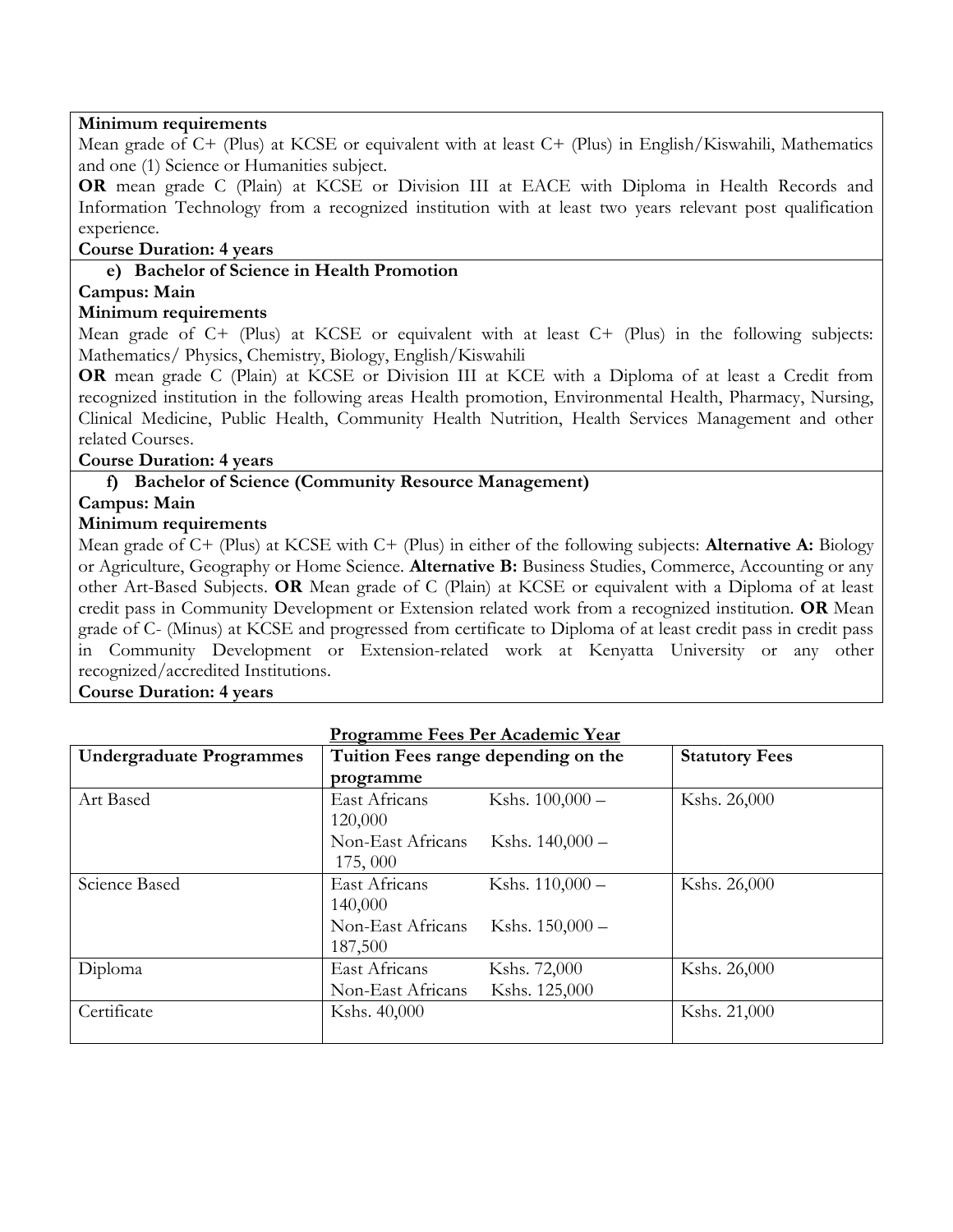**Minimum requirements**

Mean grade of C+ (Plus) at KCSE or equivalent with at least C+ (Plus) in English/Kiswahili, Mathematics and one (1) Science or Humanities subject.

**OR** mean grade C (Plain) at KCSE or Division III at EACE with Diploma in Health Records and Information Technology from a recognized institution with at least two years relevant post qualification experience.

**Course Duration: 4 years**

**e) Bachelor of Science in Health Promotion**

**Campus: Main**

**Minimum requirements**

Mean grade of C+ (Plus) at KCSE or equivalent with at least C+ (Plus) in the following subjects: Mathematics/ Physics, Chemistry, Biology, English/Kiswahili

**OR** mean grade C (Plain) at KCSE or Division III at KCE with a Diploma of at least a Credit from recognized institution in the following areas Health promotion, Environmental Health, Pharmacy, Nursing, Clinical Medicine, Public Health, Community Health Nutrition, Health Services Management and other related Courses.

**Course Duration: 4 years**

**f) Bachelor of Science (Community Resource Management)**

**Campus: Main**

**Minimum requirements**

Mean grade of C+ (Plus) at KCSE with C+ (Plus) in either of the following subjects: **Alternative A:** Biology or Agriculture, Geography or Home Science. **Alternative B:** Business Studies, Commerce, Accounting or any other Art-Based Subjects. **OR** Mean grade of C (Plain) at KCSE or equivalent with a Diploma of at least credit pass in Community Development or Extension related work from a recognized institution. **OR** Mean grade of C- (Minus) at KCSE and progressed from certificate to Diploma of at least credit pass in credit pass in Community Development or Extension-related work at Kenyatta University or any other recognized/accredited Institutions.

**Course Duration: 4 years**

**Programme Fees Per Academic Year**

| Undergraduate Programmes | Tuition Fees range depending on the programme | Statutory Fees |
|---|---|---|
| Art Based | East Africans Kshs. 100,000 – 120,000<br>Non-East Africans Kshs. 140,000 – 175, 000 | Kshs. 26,000 |
| Science Based | East Africans Kshs. 110,000 – 140,000<br>Non-East Africans Kshs. 150,000 – 187,500 | Kshs. 26,000 |
| Diploma | East Africans Kshs. 72,000<br>Non-East Africans Kshs. 125,000 | Kshs. 26,000 |
| Certificate | Kshs. 40,000 | Kshs. 21,000 |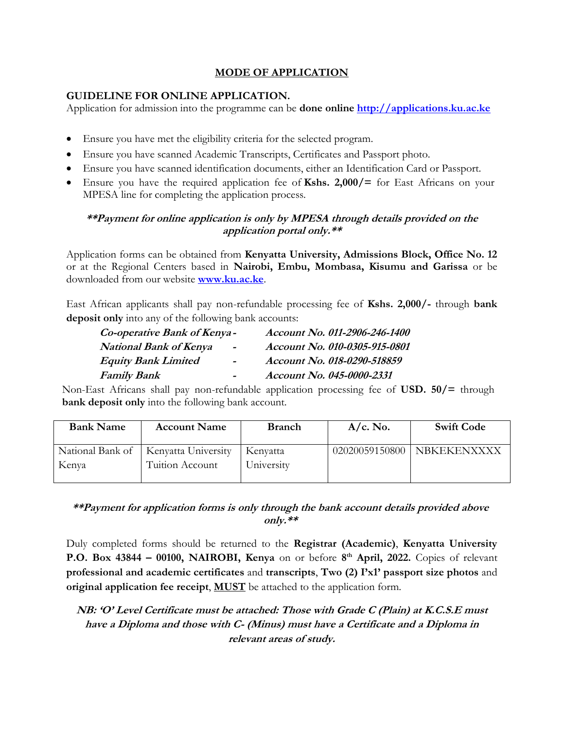## MODE OF APPLICATION

### GUIDELINE FOR ONLINE APPLICATION.

Application for admission into the programme can be **done online [http://applications.ku.ac.ke](http://applications.ku.ac.ke)**

- Ensure you have met the eligibility criteria for the selected program.
- Ensure you have scanned Academic Transcripts, Certificates and Passport photo.
- Ensure you have scanned identification documents, either an Identification Card or Passport.
- Ensure you have the required application fee of **Kshs. 2,000/=** for East Africans on your MPESA line for completing the application process.

***\*\*Payment for online application is only by MPESA through details provided on the application portal only.\*\****

Application forms can be obtained from **Kenyatta University, Admissions Block, Office No. 12** or at the Regional Centers based in **Nairobi, Embu, Mombasa, Kisumu and Garissa** or be downloaded from our website **[www.ku.ac.ke](http://www.ku.ac.ke)**.

East African applicants shall pay non-refundable processing fee of **Kshs. 2,000/-** through **bank deposit only** into any of the following bank accounts:

***Co-operative Bank of Kenya - Account No. 011-2906-246-1400***
***National Bank of Kenya - Account No. 010-0305-915-0801***
***Equity Bank Limited - Account No. 018-0290-518859***
***Family Bank - Account No. 045-0000-2331***

Non-East Africans shall pay non-refundable application processing fee of **USD. 50/=** through **bank deposit only** into the following bank account.

| Bank Name | Account Name | Branch | A/c. No. | Swift Code |
|---|---|---|---|---|
| National Bank of Kenya | Kenyatta University Tuition Account | Kenyatta University | 02020059150800 | NBKEKENXXXX |

***\*\*Payment for application forms is only through the bank account details provided above only.\*\****

Duly completed forms should be returned to the **Registrar (Academic)**, **Kenyatta University P.O. Box 43844 – 00100, NAIROBI, Kenya** on or before **8th April, 2022.** Copies of relevant **professional and academic certificates** and **transcripts**, **Two (2) I'x1' passport size photos** and **original application fee receipt**, **MUST** be attached to the application form.

***NB: 'O' Level Certificate must be attached: Those with Grade C (Plain) at K.C.S.E must have a Diploma and those with C- (Minus) must have a Certificate and a Diploma in relevant areas of study.***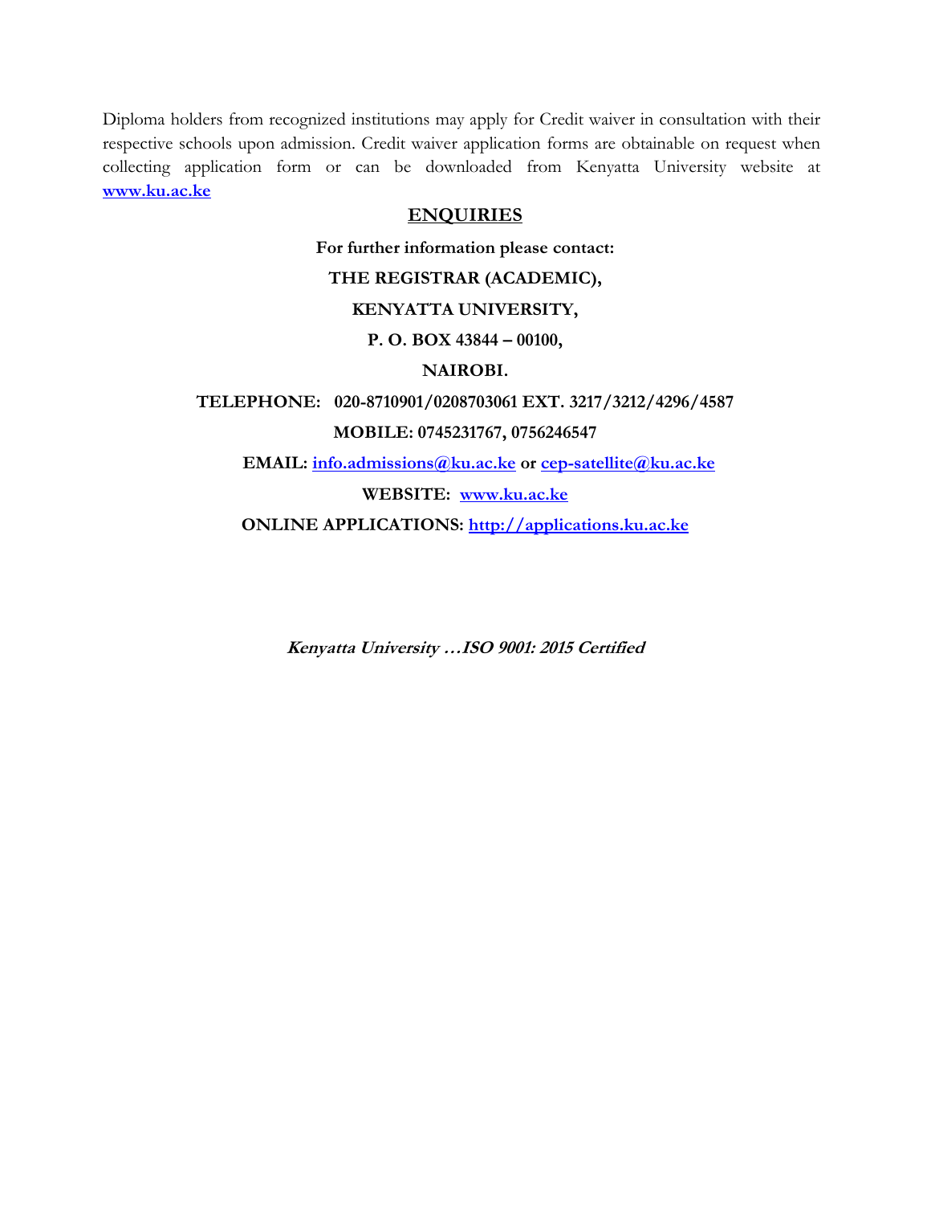Diploma holders from recognized institutions may apply for Credit waiver in consultation with their respective schools upon admission. Credit waiver application forms are obtainable on request when collecting application form or can be downloaded from Kenyatta University website at **[www.ku.ac.ke](http://www.ku.ac.ke)**

## ENQUIRIES

**For further information please contact:**

**THE REGISTRAR (ACADEMIC),**

**KENYATTA UNIVERSITY,**

**P. O. BOX 43844 – 00100,**

**NAIROBI.**

**TELEPHONE: 020-8710901/0208703061 EXT. 3217/3212/4296/4587**

**MOBILE: 0745231767, 0756246547**

**EMAIL: [info.admissions@ku.ac.ke](mailto:info.admissions@ku.ac.ke) or [cep-satellite@ku.ac.ke](mailto:cep-satellite@ku.ac.ke)**

**WEBSITE: [www.ku.ac.ke](http://www.ku.ac.ke)**

**ONLINE APPLICATIONS: [http://applications.ku.ac.ke](http://applications.ku.ac.ke)**

***Kenyatta University …ISO 9001: 2015 Certified***